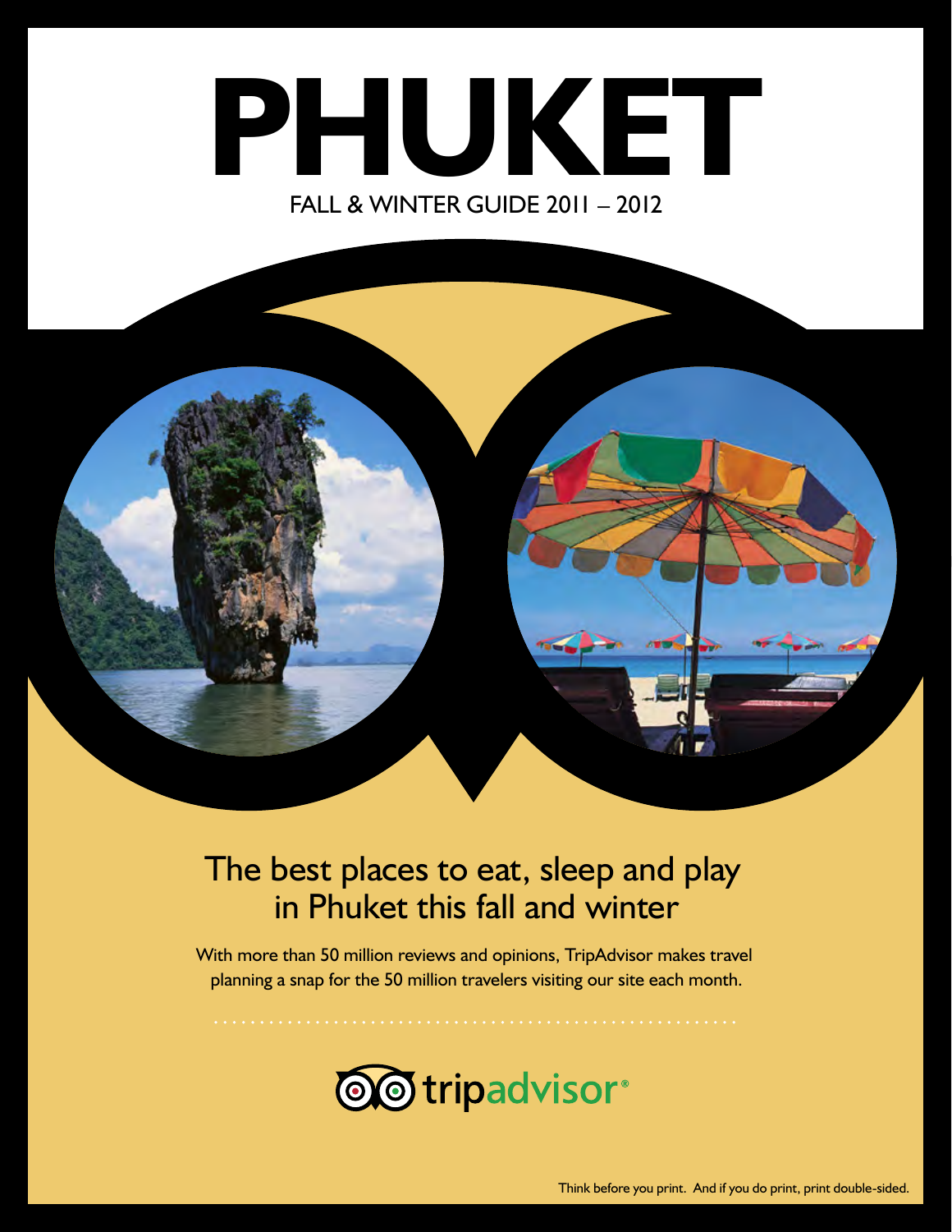# PHUKET

FALL & WINTER GUIDE 2011 – 2012

## The best places to eat, sleep and play in Phuket this fall and winter

With more than 50 million reviews and opinions, TripAdvisor makes travel planning a snap for the 50 million travelers visiting our site each month.

tripadvisor®

Think before you print. And if you do print, print double-sided.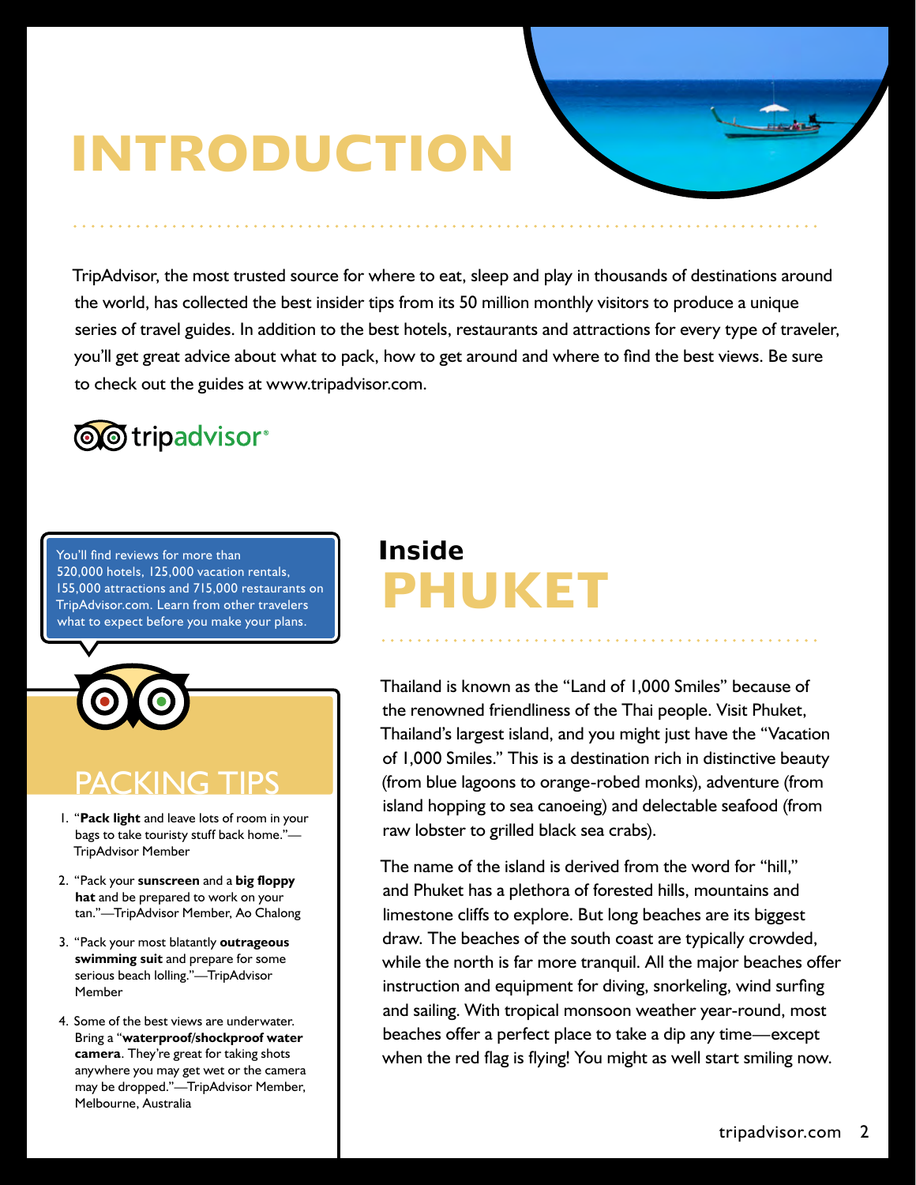# INTRODUCTION

TripAdvisor, the most trusted source for where to eat, sleep and play in thousands of destinations around the world, has collected the best insider tips from its 50 million monthly visitors to produce a unique series of travel guides. In addition to the best hotels, restaurants and attractions for every type of traveler, you'll get great advice about what to pack, how to get around and where to find the best views. Be sure to check out the guides at www.tripadvisor.com.

tripadvisor®

You'll find reviews for more than 520,000 hotels, 125,000 vacation rentals, 155,000 attractions and 715,000 restaurants on TripAdvisor.com. Learn from other travelers what to expect before you make your plans.

## PACKING TIPS

1. "**Pack light** and leave lots of room in your bags to take touristy stuff back home."—TripAdvisor Member
2. "Pack your **sunscreen** and a **big floppy hat** and be prepared to work on your tan."—TripAdvisor Member, Ao Chalong
3. "Pack your most blatantly **outrageous swimming suit** and prepare for some serious beach lolling."—TripAdvisor Member
4. Some of the best views are underwater. Bring a "**waterproof/shockproof water camera**. They're great for taking shots anywhere you may get wet or the camera may be dropped."—TripAdvisor Member, Melbourne, Australia

## Inside PHUKET

Thailand is known as the "Land of 1,000 Smiles" because of the renowned friendliness of the Thai people. Visit Phuket, Thailand's largest island, and you might just have the "Vacation of 1,000 Smiles." This is a destination rich in distinctive beauty (from blue lagoons to orange-robed monks), adventure (from island hopping to sea canoeing) and delectable seafood (from raw lobster to grilled black sea crabs).

The name of the island is derived from the word for "hill," and Phuket has a plethora of forested hills, mountains and limestone cliffs to explore. But long beaches are its biggest draw. The beaches of the south coast are typically crowded, while the north is far more tranquil. All the major beaches offer instruction and equipment for diving, snorkeling, wind surfing and sailing. With tropical monsoon weather year-round, most beaches offer a perfect place to take a dip any time—except when the red flag is flying! You might as well start smiling now.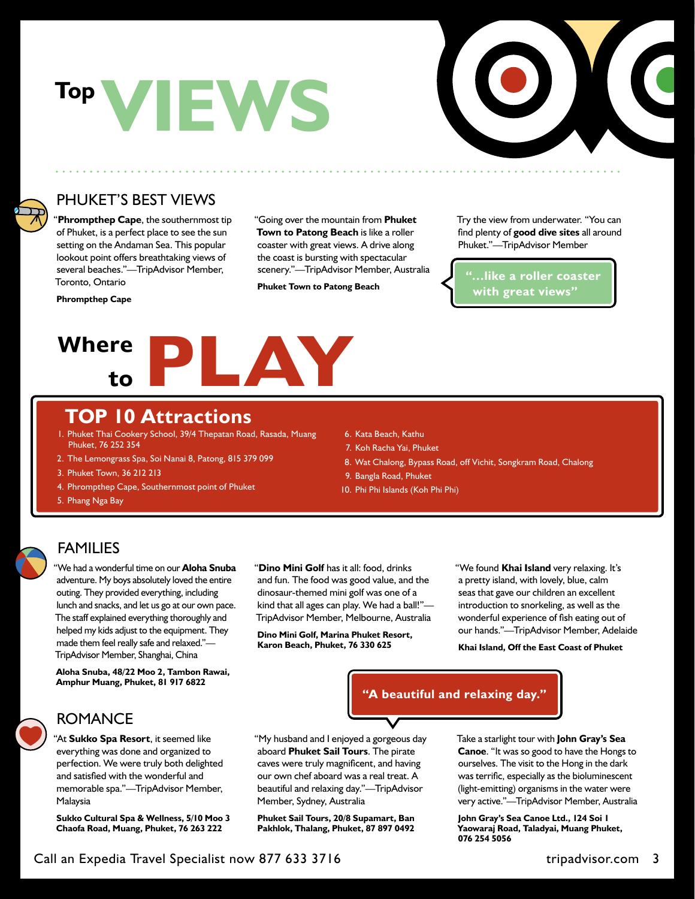# Top VIEWS

## PHUKET'S BEST VIEWS

"**Phrompthep Cape**, the southernmost tip of Phuket, is a perfect place to see the sun setting on the Andaman Sea. This popular lookout point offers breathtaking views of several beaches."—TripAdvisor Member, Toronto, Ontario

**Phrompthep Cape**

"Going over the mountain from **Phuket Town to Patong Beach** is like a roller coaster with great views. A drive along the coast is bursting with spectacular scenery."—TripAdvisor Member, Australia

**Phuket Town to Patong Beach**

Try the view from underwater. "You can find plenty of **good dive sites** all around Phuket."—TripAdvisor Member

"...like a roller coaster with great views"

# Where to PLAY

## TOP 10 Attractions

1. Phuket Thai Cookery School, 39/4 Thepatan Road, Rasada, Muang Phuket, 76 252 354
2. The Lemongrass Spa, Soi Nanai 8, Patong, 815 379 099
3. Phuket Town, 36 212 213
4. Phrompthep Cape, Southernmost point of Phuket
5. Phang Nga Bay
6. Kata Beach, Kathu
7. Koh Racha Yai, Phuket
8. Wat Chalong, Bypass Road, off Vichit, Songkram Road, Chalong
9. Bangla Road, Phuket
10. Phi Phi Islands (Koh Phi Phi)

## FAMILIES

"We had a wonderful time on our **Aloha Snuba** adventure. My boys absolutely loved the entire outing. They provided everything, including lunch and snacks, and let us go at our own pace. The staff explained everything thoroughly and helped my kids adjust to the equipment. They made them feel really safe and relaxed."—TripAdvisor Member, Shanghai, China

**Aloha Snuba, 48/22 Moo 2, Tambon Rawai, Amphur Muang, Phuket, 81 917 6822**

"**Dino Mini Golf** has it all: food, drinks and fun. The food was good value, and the dinosaur-themed mini golf was one of a kind that all ages can play. We had a ball!"—TripAdvisor Member, Melbourne, Australia

**Dino Mini Golf, Marina Phuket Resort, Karon Beach, Phuket, 76 330 625**

"We found **Khai Island** very relaxing. It's a pretty island, with lovely, blue, calm seas that gave our children an excellent introduction to snorkeling, as well as the wonderful experience of fish eating out of our hands."—TripAdvisor Member, Adelaide

**Khai Island, Off the East Coast of Phuket**

"A beautiful and relaxing day."

## ROMANCE

"At **Sukko Spa Resort**, it seemed like everything was done and organized to perfection. We were truly both delighted and satisfied with the wonderful and memorable spa."—TripAdvisor Member, Malaysia

**Sukko Cultural Spa & Wellness, 5/10 Moo 3 Chaofa Road, Muang, Phuket, 76 263 222**

"My husband and I enjoyed a gorgeous day aboard **Phuket Sail Tours**. The pirate caves were truly magnificent, and having our own chef aboard was a real treat. A beautiful and relaxing day."—TripAdvisor Member, Sydney, Australia

**Phuket Sail Tours, 20/8 Supamart, Ban Pakhlok, Thalang, Phuket, 87 897 0492**

Take a starlight tour with **John Gray's Sea Canoe**. "It was so good to have the Hongs to ourselves. The visit to the Hong in the dark was terrific, especially as the bioluminescent (light-emitting) organisms in the water were very active."—TripAdvisor Member, Australia

**John Gray's Sea Canoe Ltd., 124 Soi 1 Yaowaraj Road, Taladyai, Muang Phuket, 076 254 5056**

Call an Expedia Travel Specialist now 877 633 3716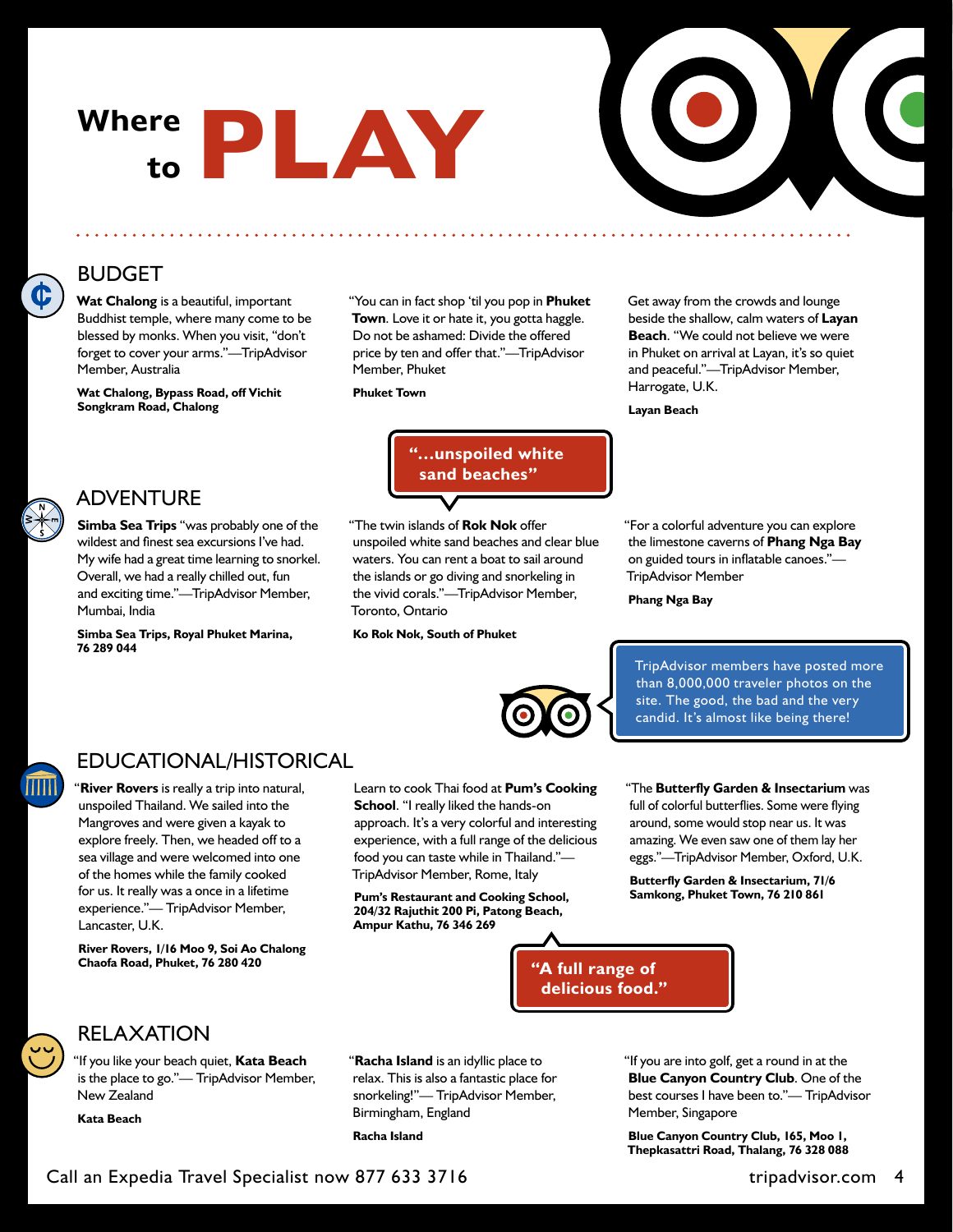# Where to PLAY

## BUDGET

**Wat Chalong** is a beautiful, important Buddhist temple, where many come to be blessed by monks. When you visit, "don't forget to cover your arms."—TripAdvisor Member, Australia

**Wat Chalong, Bypass Road, off Vichit Songkram Road, Chalong**

"You can in fact shop 'til you pop in **Phuket Town**. Love it or hate it, you gotta haggle. Do not be ashamed: Divide the offered price by ten and offer that."—TripAdvisor Member, Phuket

**Phuket Town**

Get away from the crowds and lounge beside the shallow, calm waters of **Layan Beach**. "We could not believe we were in Phuket on arrival at Layan, it's so quiet and peaceful."—TripAdvisor Member, Harrogate, U.K.

**Layan Beach**

> **"...unspoiled white sand beaches"**

## ADVENTURE

**Simba Sea Trips** "was probably one of the wildest and finest sea excursions I've had. My wife had a great time learning to snorkel. Overall, we had a really chilled out, fun and exciting time."—TripAdvisor Member, Mumbai, India

**Simba Sea Trips, Royal Phuket Marina, 76 289 044**

"The twin islands of **Rok Nok** offer unspoiled white sand beaches and clear blue waters. You can rent a boat to sail around the islands or go diving and snorkeling in the vivid corals."—TripAdvisor Member, Toronto, Ontario

**Ko Rok Nok, South of Phuket**

"For a colorful adventure you can explore the limestone caverns of **Phang Nga Bay** on guided tours in inflatable canoes."—TripAdvisor Member

**Phang Nga Bay**

> TripAdvisor members have posted more than 8,000,000 traveler photos on the site. The good, the bad and the very candid. It's almost like being there!

## EDUCATIONAL/HISTORICAL

"**River Rovers** is really a trip into natural, unspoiled Thailand. We sailed into the Mangroves and were given a kayak to explore freely. Then, we headed off to a sea village and were welcomed into one of the homes while the family cooked for us. It really was a once in a lifetime experience."—TripAdvisor Member, Lancaster, U.K.

**River Rovers, 1/16 Moo 9, Soi Ao Chalong Chaofa Road, Phuket, 76 280 420**

Learn to cook Thai food at **Pum's Cooking School**. "I really liked the hands-on approach. It's a very colorful and interesting experience, with a full range of the delicious food you can taste while in Thailand."—TripAdvisor Member, Rome, Italy

**Pum's Restaurant and Cooking School, 204/32 Rajuthit 200 Pi, Patong Beach, Ampur Kathu, 76 346 269**

"The **Butterfly Garden & Insectarium** was full of colorful butterflies. Some were flying around, some would stop near us. It was amazing. We even saw one of them lay her eggs."—TripAdvisor Member, Oxford, U.K.

**Butterfly Garden & Insectarium, 71/6 Samkong, Phuket Town, 76 210 861**

> **"A full range of delicious food."**

## RELAXATION

"If you like your beach quiet, **Kata Beach** is the place to go."—TripAdvisor Member, New Zealand

**Kata Beach**

"**Racha Island** is an idyllic place to relax. This is also a fantastic place for snorkeling!"—TripAdvisor Member, Birmingham, England

**Racha Island**

"If you are into golf, get a round in at the **Blue Canyon Country Club**. One of the best courses I have been to."—TripAdvisor Member, Singapore

**Blue Canyon Country Club, 165, Moo 1, Thepkasattri Road, Thalang, 76 328 088**

Call an Expedia Travel Specialist now 877 633 3716

tripadvisor.com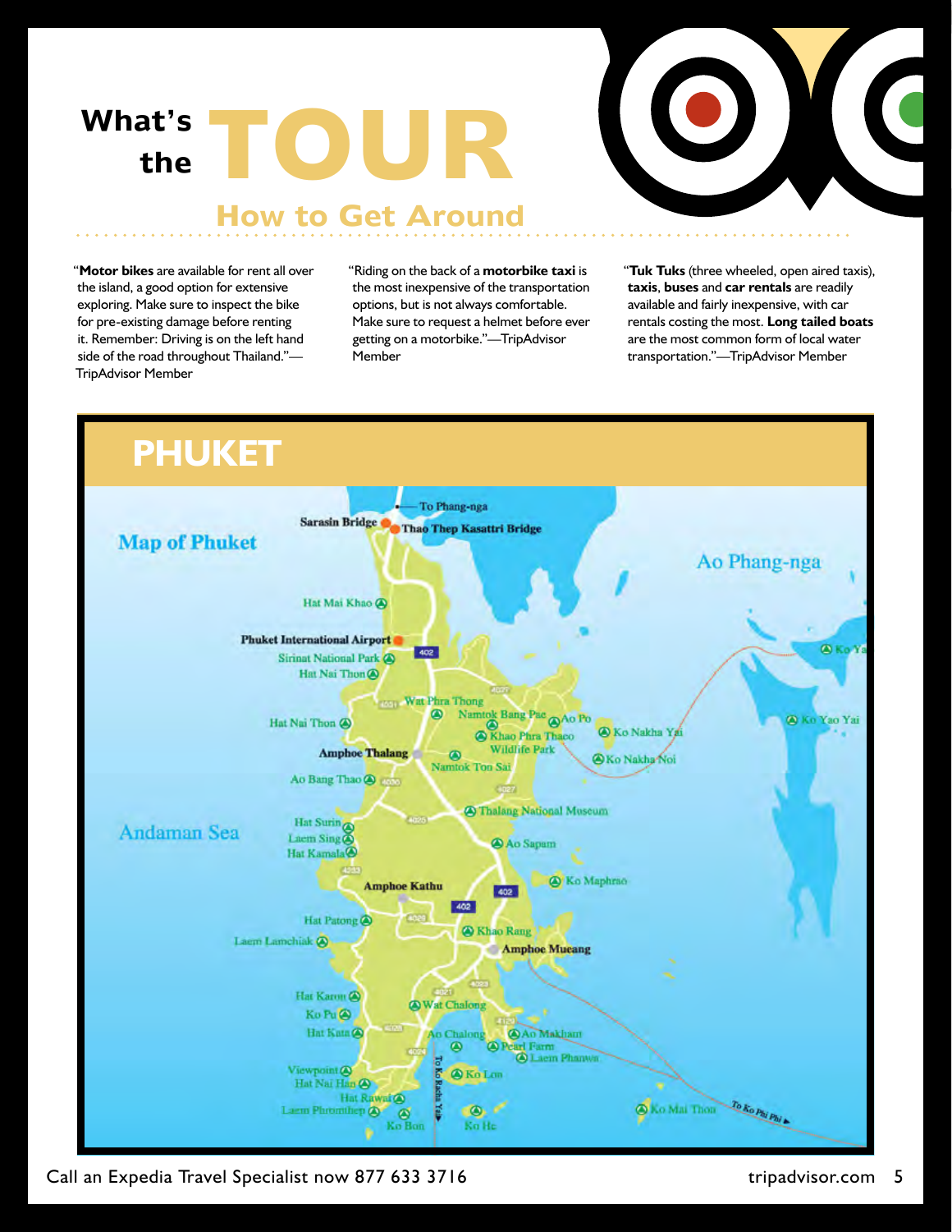# What's the TOUR

## How to Get Around

"**Motor bikes** are available for rent all over the island, a good option for extensive exploring. Make sure to inspect the bike for pre-existing damage before renting it. Remember: Driving is on the left hand side of the road throughout Thailand."—TripAdvisor Member

"Riding on the back of a **motorbike taxi** is the most inexpensive of the transportation options, but is not always comfortable. Make sure to request a helmet before ever getting on a motorbike."—TripAdvisor Member

"**Tuk Tuks** (three wheeled, open aired taxis), **taxis**, **buses** and **car rentals** are readily available and fairly inexpensive, with car rentals costing the most. **Long tailed boats** are the most common form of local water transportation."—TripAdvisor Member

## PHUKET

Map of Phuket

To Phang-nga
Sarasin Bridge
Thao Thep Kasattri Bridge
Ao Phang-nga
Hat Mai Khao
Phuket International Airport
Sirinat National Park
Hat Nai Thon
Wat Phra Thong
Namtok Bang Pae
Ao Po
Khao Phra Thaeo Wildlife Park
Ko Nakha Yai
Ko Nakha Noi
Ko Yao Yai
Hat Nai Thon
Amphoe Thalang
Namtok Ton Sai
Ao Bang Thao
Thalang National Museum
Andaman Sea
Hat Surin
Laem Sing
Hat Kamala
Ao Sapam
Ko Maphrao
Amphoe Kathu
Hat Patong
Laem Lamchiak
Khao Rang
Amphoe Mueang
Hat Karon
Ko Pu
Hat Kata
Wat Chalong
Ao Chalong
Ao Makham
Pearl Farm
Laem Phanwa
Ko Lon
Viewpoint
Hat Nai Han
Hat Rawai
Laem Phromthep
Ko Bon
Ko He
To Ko Racha Yai
Ko Mai Thon
To Ko Phi Phi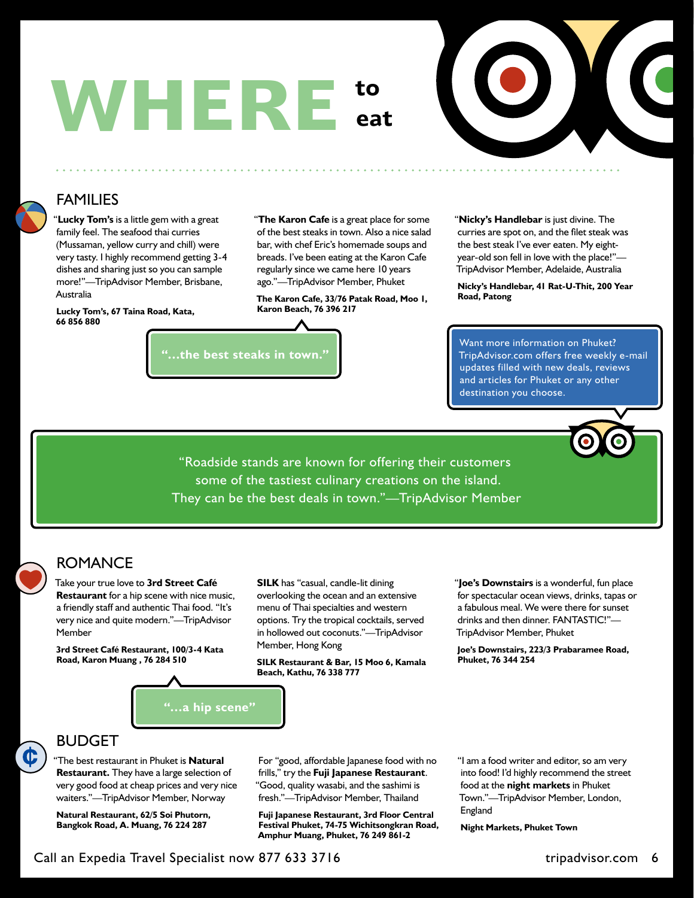# WHERE to eat

## FAMILIES

"**Lucky Tom's** is a little gem with a great family feel. The seafood thai curries (Mussaman, yellow curry and chill) were very tasty. I highly recommend getting 3-4 dishes and sharing just so you can sample more!"—TripAdvisor Member, Brisbane, Australia

**Lucky Tom's, 67 Taina Road, Kata, 66 856 880**

"**The Karon Cafe** is a great place for some of the best steaks in town. Also a nice salad bar, with chef Eric's homemade soups and breads. I've been eating at the Karon Cafe regularly since we came here 10 years ago."—TripAdvisor Member, Phuket

**The Karon Cafe, 33/76 Patak Road, Moo 1, Karon Beach, 76 396 217**

"**Nicky's Handlebar** is just divine. The curries are spot on, and the filet steak was the best steak I've ever eaten. My eight-year-old son fell in love with the place!"—TripAdvisor Member, Adelaide, Australia

**Nicky's Handlebar, 41 Rat-U-Thit, 200 Year Road, Patong**

**"...the best steaks in town."**

Want more information on Phuket? TripAdvisor.com offers free weekly e-mail updates filled with new deals, reviews and articles for Phuket or any other destination you choose.

"Roadside stands are known for offering their customers some of the tastiest culinary creations on the island. They can be the best deals in town."—TripAdvisor Member

## ROMANCE

Take your true love to **3rd Street Café Restaurant** for a hip scene with nice music, a friendly staff and authentic Thai food. "It's very nice and quite modern."—TripAdvisor Member

**3rd Street Café Restaurant, 100/3-4 Kata Road, Karon Muang , 76 284 510**

**SILK** has "casual, candle-lit dining overlooking the ocean and an extensive menu of Thai specialties and western options. Try the tropical cocktails, served in hollowed out coconuts."—TripAdvisor Member, Hong Kong

**SILK Restaurant & Bar, 15 Moo 6, Kamala Beach, Kathu, 76 338 777**

"**Joe's Downstairs** is a wonderful, fun place for spectacular ocean views, drinks, tapas or a fabulous meal. We were there for sunset drinks and then dinner. FANTASTIC!"—TripAdvisor Member, Phuket

**Joe's Downstairs, 223/3 Prabaramee Road, Phuket, 76 344 254**

**"...a hip scene"**

## BUDGET

"The best restaurant in Phuket is **Natural Restaurant.** They have a large selection of very good food at cheap prices and very nice waiters."—TripAdvisor Member, Norway

**Natural Restaurant, 62/5 Soi Phutorn, Bangkok Road, A. Muang, 76 224 287**

For "good, affordable Japanese food with no frills," try the **Fuji Japanese Restaurant**. "Good, quality wasabi, and the sashimi is fresh."—TripAdvisor Member, Thailand

**Fuji Japanese Restaurant, 3rd Floor Central Festival Phuket, 74-75 Wichitsongkran Road, Amphur Muang, Phuket, 76 249 861-2**

"I am a food writer and editor, so am very into food! I'd highly recommend the street food at the **night markets** in Phuket Town."—TripAdvisor Member, London, England

**Night Markets, Phuket Town**

Call an Expedia Travel Specialist now 877 633 3716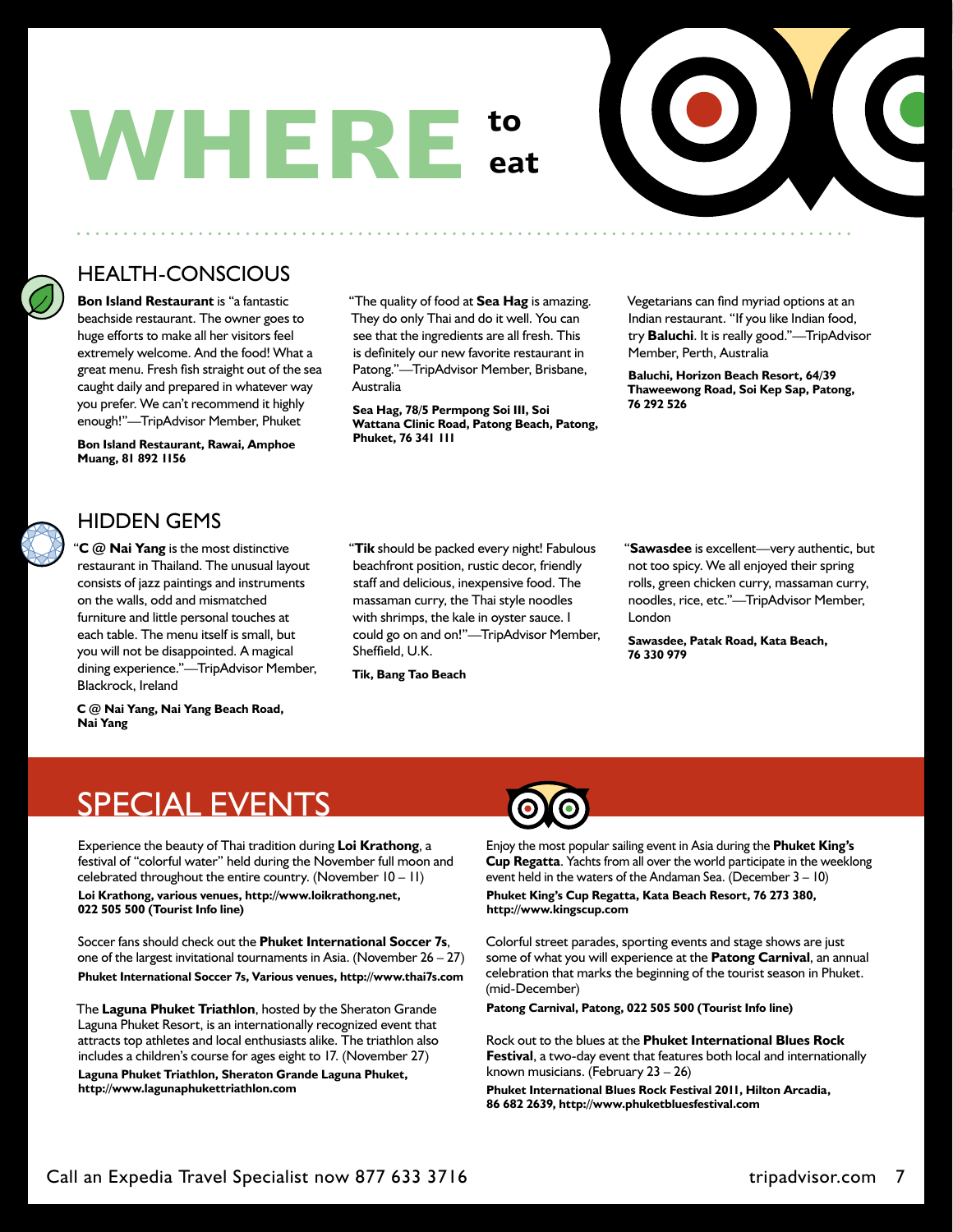# WHERE to eat

## HEALTH-CONSCIOUS

**Bon Island Restaurant** is "a fantastic beachside restaurant. The owner goes to huge efforts to make all her visitors feel extremely welcome. And the food! What a great menu. Fresh fish straight out of the sea caught daily and prepared in whatever way you prefer. We can't recommend it highly enough!"—TripAdvisor Member, Phuket

**Bon Island Restaurant, Rawai, Amphoe Muang, 81 892 1156**

"The quality of food at **Sea Hag** is amazing. They do only Thai and do it well. You can see that the ingredients are all fresh. This is definitely our new favorite restaurant in Patong."—TripAdvisor Member, Brisbane, Australia

**Sea Hag, 78/5 Permpong Soi III, Soi Wattana Clinic Road, Patong Beach, Patong, Phuket, 76 341 111**

Vegetarians can find myriad options at an Indian restaurant. "If you like Indian food, try **Baluchi**. It is really good."—TripAdvisor Member, Perth, Australia

**Baluchi, Horizon Beach Resort, 64/39 Thaweewong Road, Soi Kep Sap, Patong, 76 292 526**

## HIDDEN GEMS

"**C @ Nai Yang** is the most distinctive restaurant in Thailand. The unusual layout consists of jazz paintings and instruments on the walls, odd and mismatched furniture and little personal touches at each table. The menu itself is small, but you will not be disappointed. A magical dining experience."—TripAdvisor Member, Blackrock, Ireland

**C @ Nai Yang, Nai Yang Beach Road, Nai Yang**

"**Tik** should be packed every night! Fabulous beachfront position, rustic decor, friendly staff and delicious, inexpensive food. The massaman curry, the Thai style noodles with shrimps, the kale in oyster sauce. I could go on and on!"—TripAdvisor Member, Sheffield, U.K.

**Tik, Bang Tao Beach**

"**Sawasdee** is excellent—very authentic, but not too spicy. We all enjoyed their spring rolls, green chicken curry, massaman curry, noodles, rice, etc."—TripAdvisor Member, London

**Sawasdee, Patak Road, Kata Beach, 76 330 979**

## SPECIAL EVENTS

Experience the beauty of Thai tradition during **Loi Krathong**, a festival of "colorful water" held during the November full moon and celebrated throughout the entire country. (November 10 – 11)

**Loi Krathong, various venues, http://www.loikrathong.net, 022 505 500 (Tourist Info line)**

Soccer fans should check out the **Phuket International Soccer 7s**, one of the largest invitational tournaments in Asia. (November 26 – 27)

**Phuket International Soccer 7s, Various venues, http://www.thai7s.com**

The **Laguna Phuket Triathlon**, hosted by the Sheraton Grande Laguna Phuket Resort, is an internationally recognized event that attracts top athletes and local enthusiasts alike. The triathlon also includes a children's course for ages eight to 17. (November 27)

**Laguna Phuket Triathlon, Sheraton Grande Laguna Phuket, http://www.lagunaphukettriathlon.com**

Enjoy the most popular sailing event in Asia during the **Phuket King's Cup Regatta**. Yachts from all over the world participate in the weeklong event held in the waters of the Andaman Sea. (December 3 – 10)

**Phuket King's Cup Regatta, Kata Beach Resort, 76 273 380, http://www.kingscup.com**

Colorful street parades, sporting events and stage shows are just some of what you will experience at the **Patong Carnival**, an annual celebration that marks the beginning of the tourist season in Phuket. (mid-December)

**Patong Carnival, Patong, 022 505 500 (Tourist Info line)**

Rock out to the blues at the **Phuket International Blues Rock Festival**, a two-day event that features both local and internationally known musicians. (February 23 – 26)

**Phuket International Blues Rock Festival 2011, Hilton Arcadia, 86 682 2639, http://www.phuketbluesfestival.com**

Call an Expedia Travel Specialist now 877 633 3716

tripadvisor.com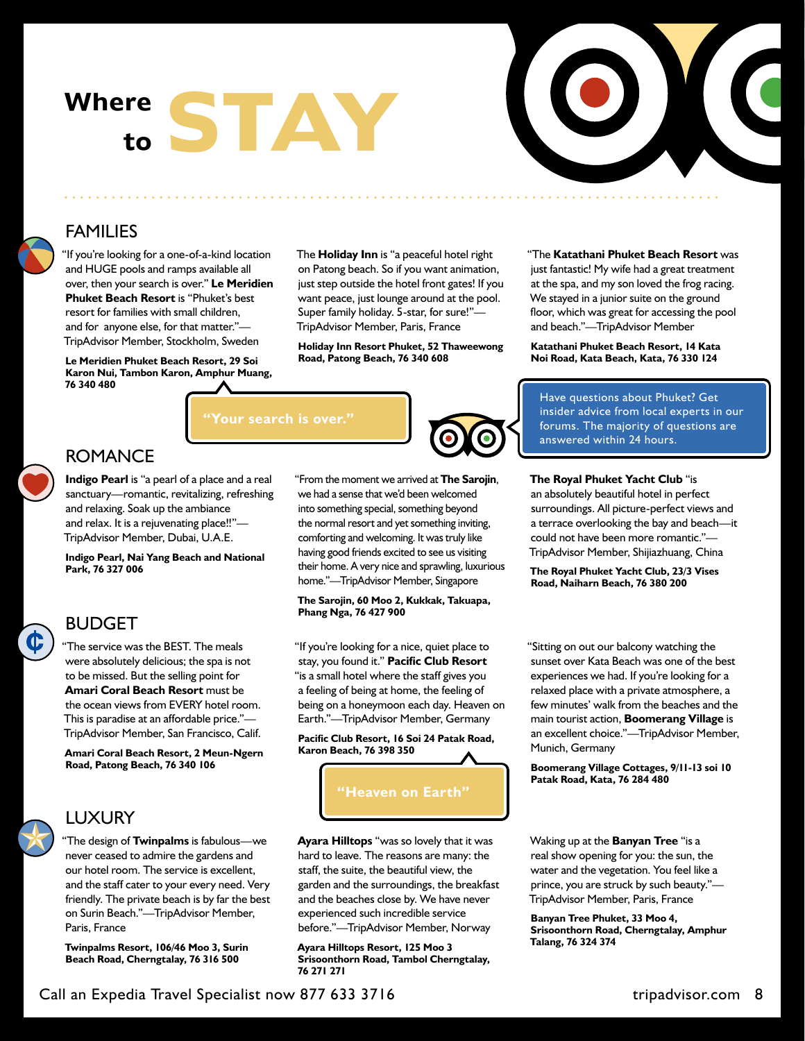# Where to STAY

## FAMILIES

"If you're looking for a one-of-a-kind location and HUGE pools and ramps available all over, then your search is over." **Le Meridien Phuket Beach Resort** is "Phuket's best resort for families with small children, and for anyone else, for that matter."—TripAdvisor Member, Stockholm, Sweden

**Le Meridien Phuket Beach Resort, 29 Soi Karon Nui, Tambon Karon, Amphur Muang, 76 340 480**

The **Holiday Inn** is "a peaceful hotel right on Patong beach. So if you want animation, just step outside the hotel front gates! If you want peace, just lounge around at the pool. Super family holiday. 5-star, for sure!"—TripAdvisor Member, Paris, France

**Holiday Inn Resort Phuket, 52 Thaweewong Road, Patong Beach, 76 340 608**

"The **Katathani Phuket Beach Resort** was just fantastic! My wife had a great treatment at the spa, and my son loved the frog racing. We stayed in a junior suite on the ground floor, which was great for accessing the pool and beach."—TripAdvisor Member

**Katathani Phuket Beach Resort, 14 Kata Noi Road, Kata Beach, Kata, 76 330 124**

"Your search is over."

Have questions about Phuket? Get insider advice from local experts in our forums. The majority of questions are answered within 24 hours.

## ROMANCE

**Indigo Pearl** is "a pearl of a place and a real sanctuary—romantic, revitalizing, refreshing and relaxing. Soak up the ambiance and relax. It is a rejuvenating place!!"—TripAdvisor Member, Dubai, U.A.E.

**Indigo Pearl, Nai Yang Beach and National Park, 76 327 006**

"From the moment we arrived at **The Sarojin**, we had a sense that we'd been welcomed into something special, something beyond the normal resort and yet something inviting, comforting and welcoming. It was truly like having good friends excited to see us visiting their home. A very nice and sprawling, luxurious home."—TripAdvisor Member, Singapore

**The Sarojin, 60 Moo 2, Kukkak, Takuapa, Phang Nga, 76 427 900**

**The Royal Phuket Yacht Club** "is an absolutely beautiful hotel in perfect surroundings. All picture-perfect views and a terrace overlooking the bay and beach—it could not have been more romantic."—TripAdvisor Member, Shijiazhuang, China

**The Royal Phuket Yacht Club, 23/3 Vises Road, Naiharn Beach, 76 380 200**

## BUDGET

"The service was the BEST. The meals were absolutely delicious; the spa is not to be missed. But the selling point for **Amari Coral Beach Resort** must be the ocean views from EVERY hotel room. This is paradise at an affordable price."—TripAdvisor Member, San Francisco, Calif.

**Amari Coral Beach Resort, 2 Meun-Ngern Road, Patong Beach, 76 340 106**

"If you're looking for a nice, quiet place to stay, you found it." **Pacific Club Resort** "is a small hotel where the staff gives you a feeling of being at home, the feeling of being on a honeymoon each day. Heaven on Earth."—TripAdvisor Member, Germany

**Pacific Club Resort, 16 Soi 24 Patak Road, Karon Beach, 76 398 350**

"Heaven on Earth"

"Sitting on out our balcony watching the sunset over Kata Beach was one of the best experiences we had. If you're looking for a relaxed place with a private atmosphere, a few minutes' walk from the beaches and the main tourist action, **Boomerang Village** is an excellent choice."—TripAdvisor Member, Munich, Germany

**Boomerang Village Cottages, 9/11-13 soi 10 Patak Road, Kata, 76 284 480**

## LUXURY

"The design of **Twinpalms** is fabulous—we never ceased to admire the gardens and our hotel room. The service is excellent, and the staff cater to your every need. Very friendly. The private beach is by far the best on Surin Beach."—TripAdvisor Member, Paris, France

**Twinpalms Resort, 106/46 Moo 3, Surin Beach Road, Cherngtalay, 76 316 500**

**Ayara Hilltops** "was so lovely that it was hard to leave. The reasons are many: the staff, the suite, the beautiful view, the garden and the surroundings, the breakfast and the beaches close by. We have never experienced such incredible service before."—TripAdvisor Member, Norway

**Ayara Hilltops Resort, 125 Moo 3 Srisoonthorn Road, Tambol Cherngtalay, 76 271 271**

Waking up at the **Banyan Tree** "is a real show opening for you: the sun, the water and the vegetation. You feel like a prince, you are struck by such beauty."—TripAdvisor Member, Paris, France

**Banyan Tree Phuket, 33 Moo 4, Srisoonthorn Road, Cherngtalay, Amphur Talang, 76 324 374**

Call an Expedia Travel Specialist now 877 633 3716

tripadvisor.com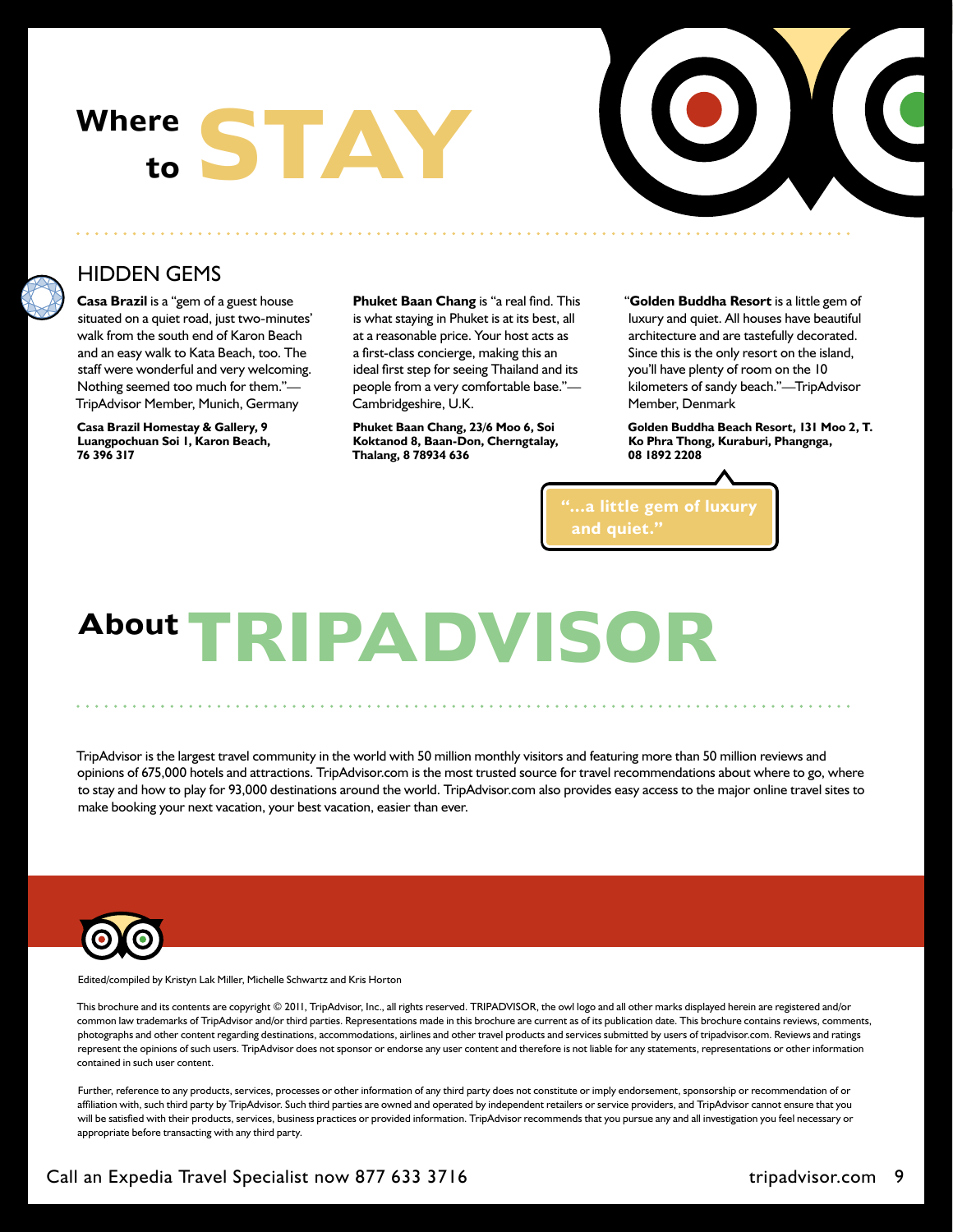# Where to STAY

## HIDDEN GEMS

**Casa Brazil** is a "gem of a guest house situated on a quiet road, just two-minutes' walk from the south end of Karon Beach and an easy walk to Kata Beach, too. The staff were wonderful and very welcoming. Nothing seemed too much for them."—TripAdvisor Member, Munich, Germany

**Casa Brazil Homestay & Gallery, 9 Luangpochuan Soi 1, Karon Beach, 76 396 317**

**Phuket Baan Chang** is "a real find. This is what staying in Phuket is at its best, all at a reasonable price. Your host acts as a first-class concierge, making this an ideal first step for seeing Thailand and its people from a very comfortable base."—Cambridgeshire, U.K.

**Phuket Baan Chang, 23/6 Moo 6, Soi Koktanod 8, Baan-Don, Cherngtalay, Thalang, 8 78934 636**

"**Golden Buddha Resort** is a little gem of luxury and quiet. All houses have beautiful architecture and are tastefully decorated. Since this is the only resort on the island, you'll have plenty of room on the 10 kilometers of sandy beach."—TripAdvisor Member, Denmark

**Golden Buddha Beach Resort, 131 Moo 2, T. Ko Phra Thong, Kuraburi, Phangnga, 08 1892 2208**

**"...a little gem of luxury and quiet."**

# About TRIPADVISOR

TripAdvisor is the largest travel community in the world with 50 million monthly visitors and featuring more than 50 million reviews and opinions of 675,000 hotels and attractions. TripAdvisor.com is the most trusted source for travel recommendations about where to go, where to stay and how to play for 93,000 destinations around the world. TripAdvisor.com also provides easy access to the major online travel sites to make booking your next vacation, your best vacation, easier than ever.

Edited/compiled by Kristyn Lak Miller, Michelle Schwartz and Kris Horton

This brochure and its contents are copyright © 2011, TripAdvisor, Inc., all rights reserved. TRIPADVISOR, the owl logo and all other marks displayed herein are registered and/or common law trademarks of TripAdvisor and/or third parties. Representations made in this brochure are current as of its publication date. This brochure contains reviews, comments, photographs and other content regarding destinations, accommodations, airlines and other travel products and services submitted by users of tripadvisor.com. Reviews and ratings represent the opinions of such users. TripAdvisor does not sponsor or endorse any user content and therefore is not liable for any statements, representations or other information contained in such user content.

Further, reference to any products, services, processes or other information of any third party does not constitute or imply endorsement, sponsorship or recommendation of or affiliation with, such third party by TripAdvisor. Such third parties are owned and operated by independent retailers or service providers, and TripAdvisor cannot ensure that you will be satisfied with their products, services, business practices or provided information. TripAdvisor recommends that you pursue any and all investigation you feel necessary or appropriate before transacting with any third party.

Call an Expedia Travel Specialist now 877 633 3716

tripadvisor.com